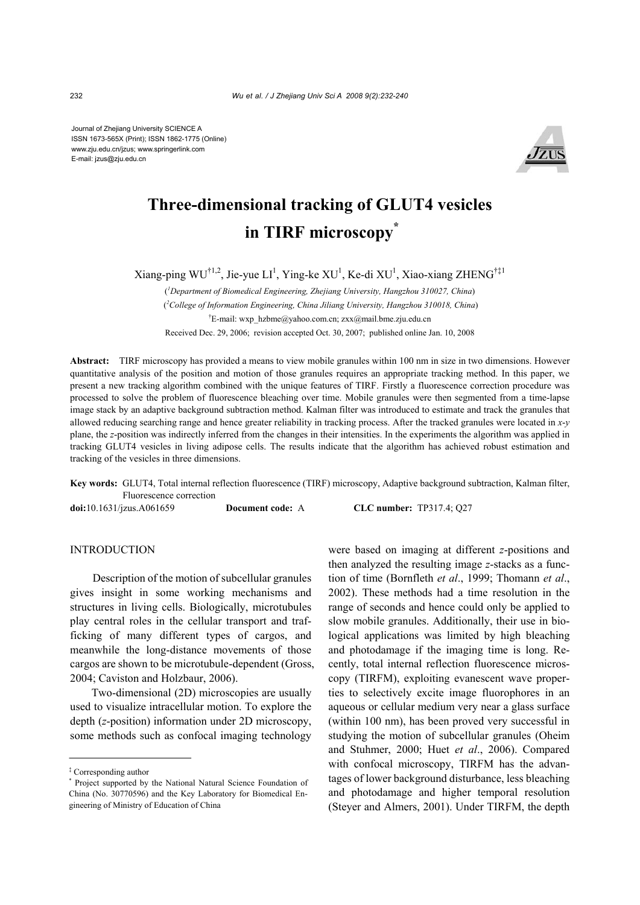Journal of Zhejiang University SCIENCE A
ISSN 1673-565X (Print); ISSN 1862-1775 (Online)
www.zju.edu.cn/jzus; www.springerlink.com
E-mail: jzus@zju.edu.cn

# Three-dimensional tracking of GLUT4 vesicles in TIRF microscopy*

Xiang-ping WU[†1,2], Jie-yue LI[1], Ying-ke XU[1], Ke-di XU[1], Xiao-xiang ZHENG[†‡1]

([1]Department of Biomedical Engineering, Zhejiang University, Hangzhou 310027, China)

([2]College of Information Engineering, China Jiliang University, Hangzhou 310018, China)

[†]E-mail: wxp_hzbme@yahoo.com.cn; zxx@mail.bme.zju.edu.cn

Received Dec. 29, 2006; revision accepted Oct. 30, 2007; published online Jan. 10, 2008

**Abstract:** TIRF microscopy has provided a means to view mobile granules within 100 nm in size in two dimensions. However quantitative analysis of the position and motion of those granules requires an appropriate tracking method. In this paper, we present a new tracking algorithm combined with the unique features of TIRF. Firstly a fluorescence correction procedure was processed to solve the problem of fluorescence bleaching over time. Mobile granules were then segmented from a time-lapse image stack by an adaptive background subtraction method. Kalman filter was introduced to estimate and track the granules that allowed reducing searching range and hence greater reliability in tracking process. After the tracked granules were located in *x-y* plane, the *z*-position was indirectly inferred from the changes in their intensities. In the experiments the algorithm was applied in tracking GLUT4 vesicles in living adipose cells. The results indicate that the algorithm has achieved robust estimation and tracking of the vesicles in three dimensions.

**Key words:** GLUT4, Total internal reflection fluorescence (TIRF) microscopy, Adaptive background subtraction, Kalman filter, Fluorescence correction

**doi:**10.1631/jzus.A061659 **Document code:** A **CLC number:** TP317.4; Q27

## INTRODUCTION

Description of the motion of subcellular granules gives insight in some working mechanisms and structures in living cells. Biologically, microtubules play central roles in the cellular transport and trafficking of many different types of cargos, and meanwhile the long-distance movements of those cargos are shown to be microtubule-dependent (Gross, 2004; Caviston and Holzbaur, 2006).

Two-dimensional (2D) microscopies are usually used to visualize intracellular motion. To explore the depth (*z*-position) information under 2D microscopy, some methods such as confocal imaging technology were based on imaging at different *z*-positions and then analyzed the resulting image *z*-stacks as a function of time (Bornfleth *et al*., 1999; Thomann *et al*., 2002). These methods had a time resolution in the range of seconds and hence could only be applied to slow mobile granules. Additionally, their use in biological applications was limited by high bleaching and photodamage if the imaging time is long. Recently, total internal reflection fluorescence microscopy (TIRFM), exploiting evanescent wave properties to selectively excite image fluorophores in an aqueous or cellular medium very near a glass surface (within 100 nm), has been proved very successful in studying the motion of subcellular granules (Oheim and Stuhmer, 2000; Huet *et al*., 2006). Compared with confocal microscopy, TIRFM has the advantages of lower background disturbance, less bleaching and photodamage and higher temporal resolution (Steyer and Almers, 2001). Under TIRFM, the depth

---

[‡] Corresponding author

[*] Project supported by the National Natural Science Foundation of China (No. 30770596) and the Key Laboratory for Biomedical Engineering of Ministry of Education of China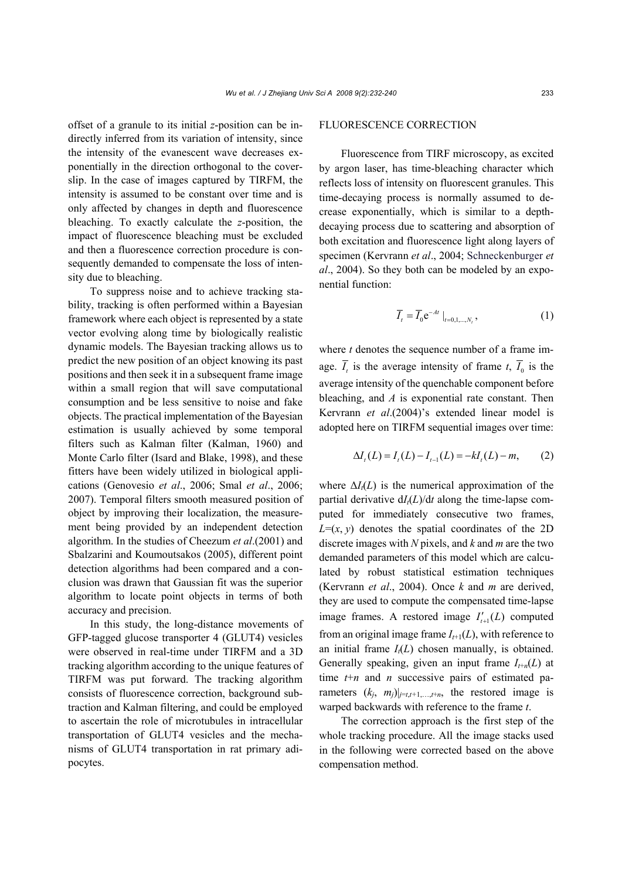offset of a granule to its initial *z*-position can be indirectly inferred from its variation of intensity, since the intensity of the evanescent wave decreases exponentially in the direction orthogonal to the coverslip. In the case of images captured by TIRFM, the intensity is assumed to be constant over time and is only affected by changes in depth and fluorescence bleaching. To exactly calculate the *z*-position, the impact of fluorescence bleaching must be excluded and then a fluorescence correction procedure is consequently demanded to compensate the loss of intensity due to bleaching.

To suppress noise and to achieve tracking stability, tracking is often performed within a Bayesian framework where each object is represented by a state vector evolving along time by biologically realistic dynamic models. The Bayesian tracking allows us to predict the new position of an object knowing its past positions and then seek it in a subsequent frame image within a small region that will save computational consumption and be less sensitive to noise and fake objects. The practical implementation of the Bayesian estimation is usually achieved by some temporal filters such as Kalman filter (Kalman, 1960) and Monte Carlo filter (Isard and Blake, 1998), and these fitters have been widely utilized in biological applications (Genovesio *et al*., 2006; Smal *et al*., 2006; 2007). Temporal filters smooth measured position of object by improving their localization, the measurement being provided by an independent detection algorithm. In the studies of Cheezum *et al*.(2001) and Sbalzarini and Koumoutsakos (2005), different point detection algorithms had been compared and a conclusion was drawn that Gaussian fit was the superior algorithm to locate point objects in terms of both accuracy and precision.

In this study, the long-distance movements of GFP-tagged glucose transporter 4 (GLUT4) vesicles were observed in real-time under TIRFM and a 3D tracking algorithm according to the unique features of TIRFM was put forward. The tracking algorithm consists of fluorescence correction, background subtraction and Kalman filtering, and could be employed to ascertain the role of microtubules in intracellular transportation of GLUT4 vesicles and the mechanisms of GLUT4 transportation in rat primary adipocytes.

## FLUORESCENCE CORRECTION

Fluorescence from TIRF microscopy, as excited by argon laser, has time-bleaching character which reflects loss of intensity on fluorescent granules. This time-decaying process is normally assumed to decrease exponentially, which is similar to a depth-decaying process due to scattering and absorption of both excitation and fluorescence light along layers of specimen (Kervrann *et al*., 2004; Schneckenburger *et al*., 2004). So they both can be modeled by an exponential function:

$$\overline{I}_t = \overline{I}_0 \mathrm{e}^{-At} \big|_{t=0,1,\ldots,N_t}, \tag{1}$$

where $t$ denotes the sequence number of a frame image. $\overline{I}_t$ is the average intensity of frame $t$, $\overline{I}_0$ is the average intensity of the quenchable component before bleaching, and $A$ is exponential rate constant. Then Kervrann *et al*.(2004)'s extended linear model is adopted here on TIRFM sequential images over time:

$$\Delta I_t(L) = I_t(L) - I_{t-1}(L) = -kI_t(L) - m, \tag{2}$$

where $\Delta I_t(L)$ is the numerical approximation of the partial derivative $\mathrm{d}I_t(L)/\mathrm{d}t$ along the time-lapse computed for immediately consecutive two frames, $L=(x, y)$ denotes the spatial coordinates of the 2D discrete images with $N$ pixels, and $k$ and $m$ are the two demanded parameters of this model which are calculated by robust statistical estimation techniques (Kervrann *et al*., 2004). Once $k$ and $m$ are derived, they are used to compute the compensated time-lapse image frames. A restored image $I'_{t+1}(L)$ computed from an original image frame $I_{t+1}(L)$, with reference to an initial frame $I_t(L)$ chosen manually, is obtained. Generally speaking, given an input frame $I_{t+n}(L)$ at time $t+n$ and $n$ successive pairs of estimated parameters $(k_j, m_j)|_{j=t,t+1,\ldots,t+n}$, the restored image is warped backwards with reference to the frame $t$.

The correction approach is the first step of the whole tracking procedure. All the image stacks used in the following were corrected based on the above compensation method.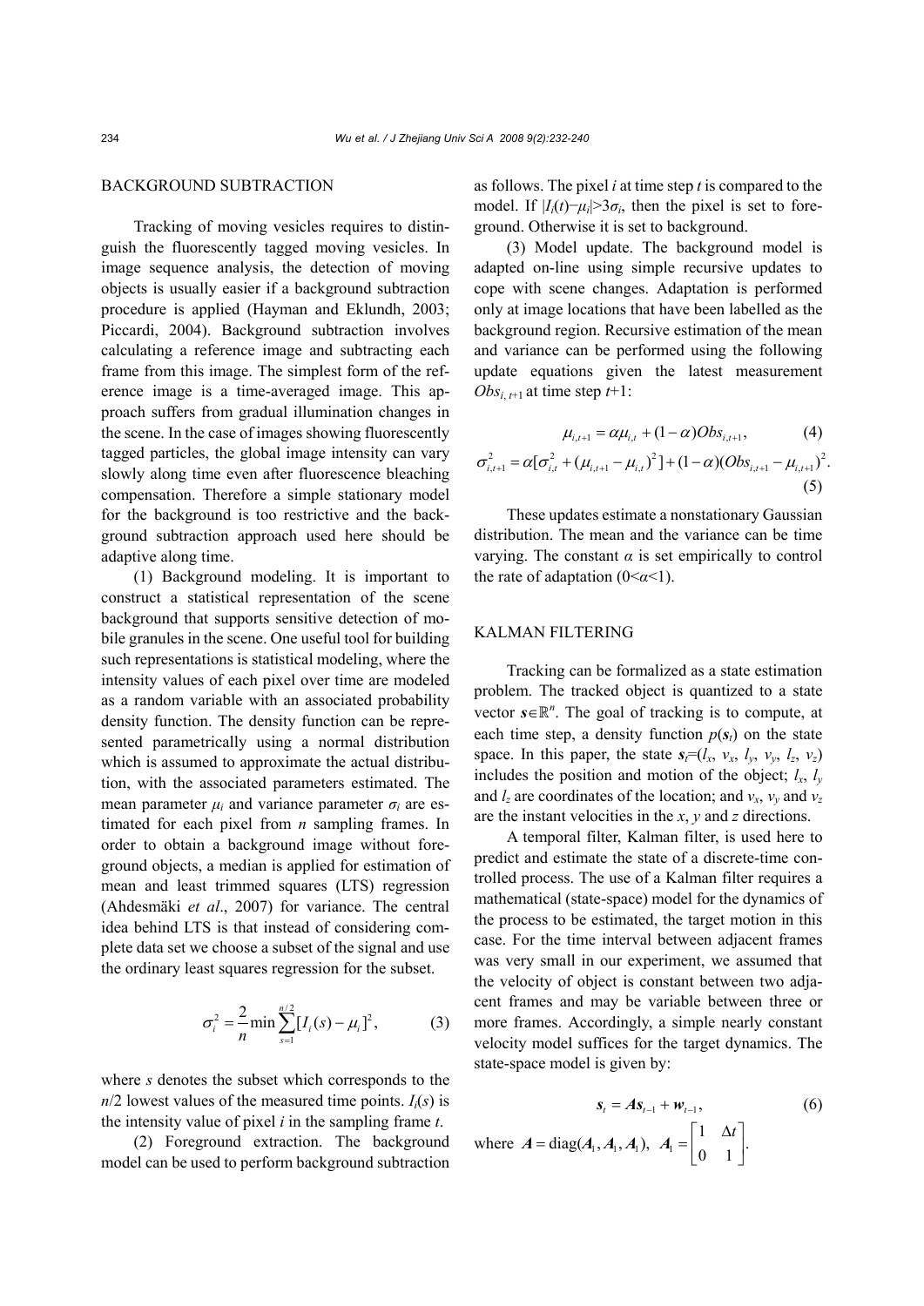## BACKGROUND SUBTRACTION

Tracking of moving vesicles requires to distinguish the fluorescently tagged moving vesicles. In image sequence analysis, the detection of moving objects is usually easier if a background subtraction procedure is applied (Hayman and Eklundh, 2003; Piccardi, 2004). Background subtraction involves calculating a reference image and subtracting each frame from this image. The simplest form of the reference image is a time-averaged image. This approach suffers from gradual illumination changes in the scene. In the case of images showing fluorescently tagged particles, the global image intensity can vary slowly along time even after fluorescence bleaching compensation. Therefore a simple stationary model for the background is too restrictive and the background subtraction approach used here should be adaptive along time.

(1) Background modeling. It is important to construct a statistical representation of the scene background that supports sensitive detection of mobile granules in the scene. One useful tool for building such representations is statistical modeling, where the intensity values of each pixel over time are modeled as a random variable with an associated probability density function. The density function can be represented parametrically using a normal distribution which is assumed to approximate the actual distribution, with the associated parameters estimated. The mean parameter $\mu_i$ and variance parameter $\sigma_i$ are estimated for each pixel from $n$ sampling frames. In order to obtain a background image without foreground objects, a median is applied for estimation of mean and least trimmed squares (LTS) regression (Ahdesmäki *et al*., 2007) for variance. The central idea behind LTS is that instead of considering complete data set we choose a subset of the signal and use the ordinary least squares regression for the subset.

$$\sigma_i^2 = \frac{2}{n} \min \sum_{s=1}^{n/2} [I_i(s) - \mu_i]^2, \qquad (3)$$

where $s$ denotes the subset which corresponds to the $n/2$ lowest values of the measured time points. $I_i(s)$ is the intensity value of pixel $i$ in the sampling frame $t$.

(2) Foreground extraction. The background model can be used to perform background subtraction as follows. The pixel $i$ at time step $t$ is compared to the model. If $|I_i(t) - \mu_i| > 3\sigma_i$, then the pixel is set to foreground. Otherwise it is set to background.

(3) Model update. The background model is adapted on-line using simple recursive updates to cope with scene changes. Adaptation is performed only at image locations that have been labelled as the background region. Recursive estimation of the mean and variance can be performed using the following update equations given the latest measurement $Obs_{i,t+1}$ at time step $t$+1:

$$\mu_{i,t+1} = \alpha \mu_{i,t} + (1-\alpha) Obs_{i,t+1}, \qquad (4)$$

$$\sigma_{i,t+1}^2 = \alpha[\sigma_{i,t}^2 + (\mu_{i,t+1} - \mu_{i,t})^2] + (1-\alpha)(Obs_{i,t+1} - \mu_{i,t+1})^2. \qquad (5)$$

These updates estimate a nonstationary Gaussian distribution. The mean and the variance can be time varying. The constant $\alpha$ is set empirically to control the rate of adaptation ($0<\alpha<1$).

## KALMAN FILTERING

Tracking can be formalized as a state estimation problem. The tracked object is quantized to a state vector $\boldsymbol{s} \in \mathbb{R}^n$. The goal of tracking is to compute, at each time step, a density function $p(\boldsymbol{s}_t)$ on the state space. In this paper, the state $\boldsymbol{s}_t = (l_x, v_x, l_y, v_y, l_z, v_z)$ includes the position and motion of the object; $l_x$, $l_y$ and $l_z$ are coordinates of the location; and $v_x$, $v_y$ and $v_z$ are the instant velocities in the $x$, $y$ and $z$ directions.

A temporal filter, Kalman filter, is used here to predict and estimate the state of a discrete-time controlled process. The use of a Kalman filter requires a mathematical (state-space) model for the dynamics of the process to be estimated, the target motion in this case. For the time interval between adjacent frames was very small in our experiment, we assumed that the velocity of object is constant between two adjacent frames and may be variable between three or more frames. Accordingly, a simple nearly constant velocity model suffices for the target dynamics. The state-space model is given by:

$$\boldsymbol{s}_t = \boldsymbol{A}\boldsymbol{s}_{t-1} + \boldsymbol{w}_{t-1}, \qquad (6)$$

where $\boldsymbol{A} = \text{diag}(\boldsymbol{A}_1, \boldsymbol{A}_1, \boldsymbol{A}_1)$, $\boldsymbol{A}_1 = \begin{bmatrix} 1 & \Delta t \\ 0 & 1 \end{bmatrix}$.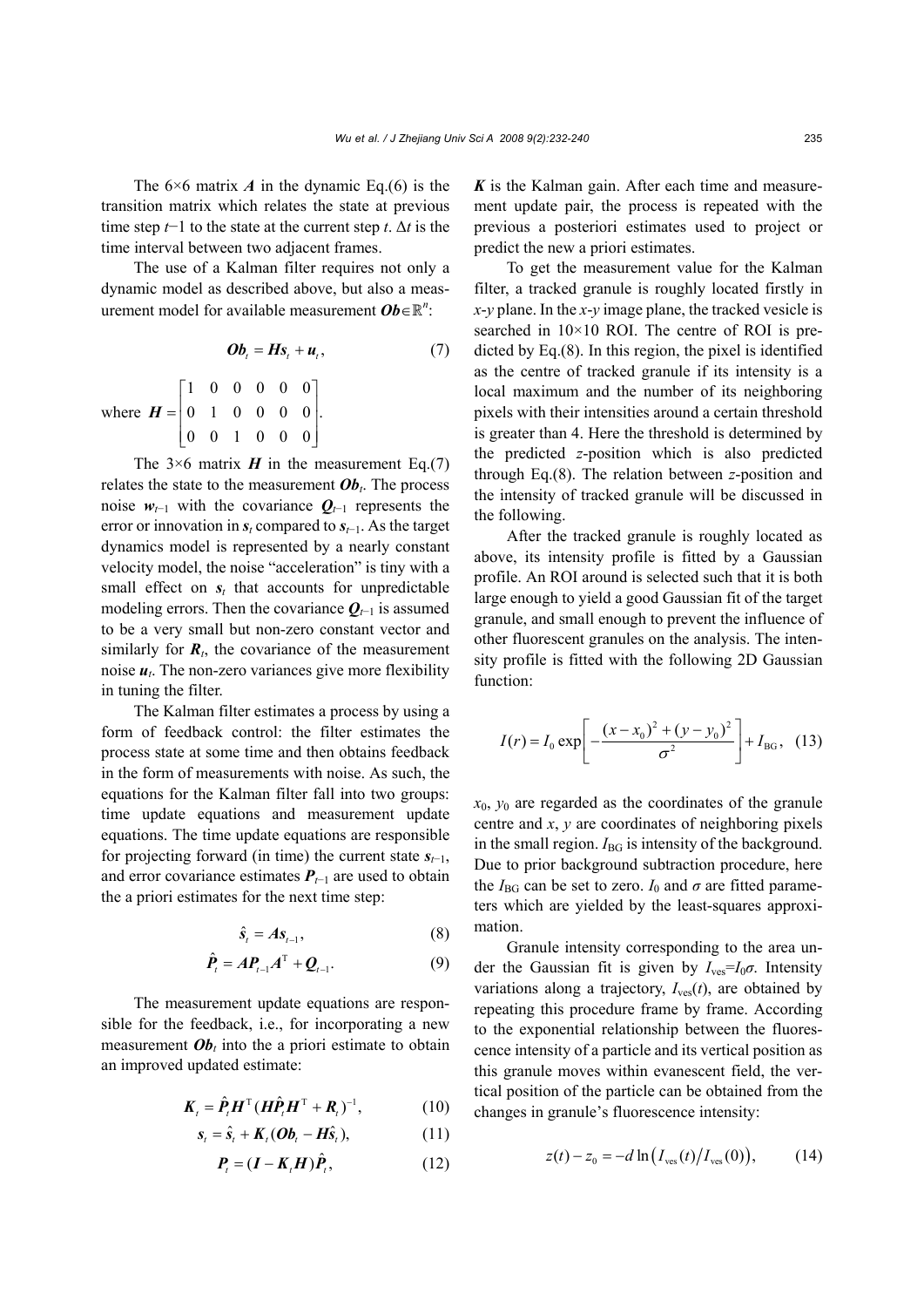The 6×6 matrix $\boldsymbol{A}$ in the dynamic Eq.(6) is the transition matrix which relates the state at previous time step $t-1$ to the state at the current step $t$. $\Delta t$ is the time interval between two adjacent frames.

The use of a Kalman filter requires not only a dynamic model as described above, but also a measurement model for available measurement $\boldsymbol{Ob}\in\mathbb{R}^n$:

$$\boldsymbol{Ob}_t = \boldsymbol{H}\boldsymbol{s}_t + \boldsymbol{u}_t, \tag{7}$$

where $\boldsymbol{H} = \begin{bmatrix} 1 & 0 & 0 & 0 & 0 & 0 \\ 0 & 1 & 0 & 0 & 0 & 0 \\ 0 & 0 & 1 & 0 & 0 & 0 \end{bmatrix}$.

The 3×6 matrix $\boldsymbol{H}$ in the measurement Eq.(7) relates the state to the measurement $\boldsymbol{Ob}_t$. The process noise $\boldsymbol{w}_{t-1}$ with the covariance $\boldsymbol{Q}_{t-1}$ represents the error or innovation in $\boldsymbol{s}_t$ compared to $\boldsymbol{s}_{t-1}$. As the target dynamics model is represented by a nearly constant velocity model, the noise "acceleration" is tiny with a small effect on $\boldsymbol{s}_t$ that accounts for unpredictable modeling errors. Then the covariance $\boldsymbol{Q}_{t-1}$ is assumed to be a very small but non-zero constant vector and similarly for $\boldsymbol{R}_t$, the covariance of the measurement noise $\boldsymbol{u}_t$. The non-zero variances give more flexibility in tuning the filter.

The Kalman filter estimates a process by using a form of feedback control: the filter estimates the process state at some time and then obtains feedback in the form of measurements with noise. As such, the equations for the Kalman filter fall into two groups: time update equations and measurement update equations. The time update equations are responsible for projecting forward (in time) the current state $\boldsymbol{s}_{t-1}$, and error covariance estimates $\boldsymbol{P}_{t-1}$ are used to obtain the a priori estimates for the next time step:

$$\hat{\boldsymbol{s}}_t = \boldsymbol{A}\boldsymbol{s}_{t-1}, \tag{8}$$

$$\hat{\boldsymbol{P}}_t = \boldsymbol{A}\boldsymbol{P}_{t-1}\boldsymbol{A}^{\mathrm{T}} + \boldsymbol{Q}_{t-1}. \tag{9}$$

The measurement update equations are responsible for the feedback, i.e., for incorporating a new measurement $\boldsymbol{Ob}_t$ into the a priori estimate to obtain an improved updated estimate:

$$\boldsymbol{K}_t = \hat{\boldsymbol{P}}_t\boldsymbol{H}^{\mathrm{T}}(\boldsymbol{H}\hat{\boldsymbol{P}}_t\boldsymbol{H}^{\mathrm{T}} + \boldsymbol{R}_t)^{-1}, \tag{10}$$

$$\boldsymbol{s}_t = \hat{\boldsymbol{s}}_t + \boldsymbol{K}_t(\boldsymbol{Ob}_t - \boldsymbol{H}\hat{\boldsymbol{s}}_t), \tag{11}$$

$$\boldsymbol{P}_t = (\boldsymbol{I} - \boldsymbol{K}_t\boldsymbol{H})\hat{\boldsymbol{P}}_t, \tag{12}$$

$\boldsymbol{K}$ is the Kalman gain. After each time and measurement update pair, the process is repeated with the previous a posteriori estimates used to project or predict the new a priori estimates.

To get the measurement value for the Kalman filter, a tracked granule is roughly located firstly in $x$-$y$ plane. In the $x$-$y$ image plane, the tracked vesicle is searched in 10×10 ROI. The centre of ROI is predicted by Eq.(8). In this region, the pixel is identified as the centre of tracked granule if its intensity is a local maximum and the number of its neighboring pixels with their intensities around a certain threshold is greater than 4. Here the threshold is determined by the predicted $z$-position which is also predicted through Eq.(8). The relation between $z$-position and the intensity of tracked granule will be discussed in the following.

After the tracked granule is roughly located as above, its intensity profile is fitted by a Gaussian profile. An ROI around is selected such that it is both large enough to yield a good Gaussian fit of the target granule, and small enough to prevent the influence of other fluorescent granules on the analysis. The intensity profile is fitted with the following 2D Gaussian function:

$$I(r) = I_0 \exp\left[-\frac{(x-x_0)^2 + (y-y_0)^2}{\sigma^2}\right] + I_{\mathrm{BG}}, \tag{13}$$

$x_0$, $y_0$ are regarded as the coordinates of the granule centre and $x$, $y$ are coordinates of neighboring pixels in the small region. $I_{\mathrm{BG}}$ is intensity of the background. Due to prior background subtraction procedure, here the $I_{\mathrm{BG}}$ can be set to zero. $I_0$ and $\sigma$ are fitted parameters which are yielded by the least-squares approximation.

Granule intensity corresponding to the area under the Gaussian fit is given by $I_{\mathrm{ves}}=I_0\sigma$. Intensity variations along a trajectory, $I_{\mathrm{ves}}(t)$, are obtained by repeating this procedure frame by frame. According to the exponential relationship between the fluorescence intensity of a particle and its vertical position as this granule moves within evanescent field, the vertical position of the particle can be obtained from the changes in granule's fluorescence intensity:

$$z(t) - z_0 = -d\ln\left(I_{\mathrm{ves}}(t)/I_{\mathrm{ves}}(0)\right), \tag{14}$$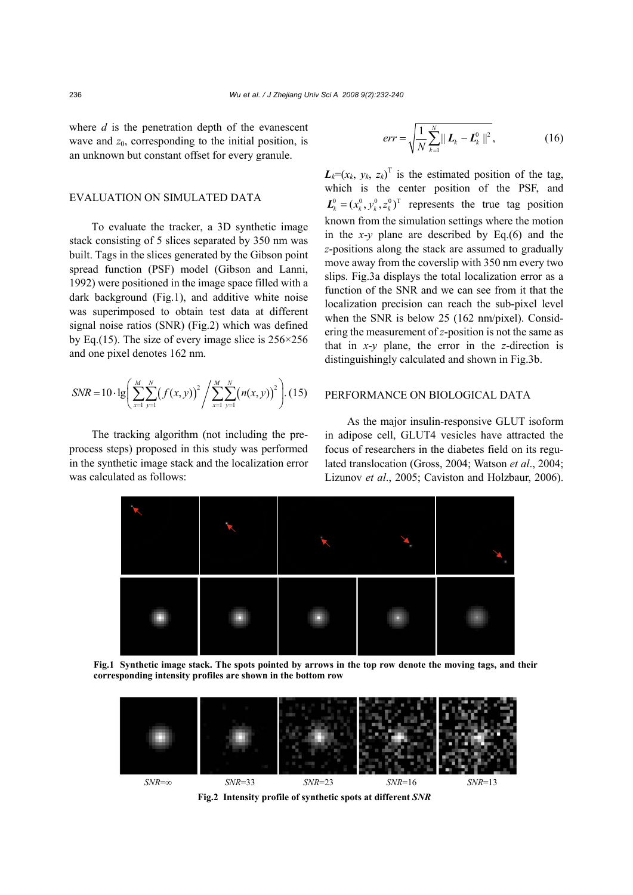where $d$ is the penetration depth of the evanescent wave and $z_0$, corresponding to the initial position, is an unknown but constant offset for every granule.

## EVALUATION ON SIMULATED DATA

To evaluate the tracker, a 3D synthetic image stack consisting of 5 slices separated by 350 nm was built. Tags in the slices generated by the Gibson point spread function (PSF) model (Gibson and Lanni, 1992) were positioned in the image space filled with a dark background (Fig.1), and additive white noise was superimposed to obtain test data at different signal noise ratios (SNR) (Fig.2) which was defined by Eq.(15). The size of every image slice is 256×256 and one pixel denotes 162 nm.

$$SNR = 10 \cdot \lg\left(\sum_{x=1}^{M}\sum_{y=1}^{N}\left(f(x,y)\right)^2 \Big/ \sum_{x=1}^{M}\sum_{y=1}^{N}\left(n(x,y)\right)^2\right). \quad (15)$$

The tracking algorithm (not including the preprocess steps) proposed in this study was performed in the synthetic image stack and the localization error was calculated as follows:

$$err = \sqrt{\frac{1}{N}\sum_{k=1}^{N}\| \boldsymbol{L}_k - \boldsymbol{L}_k^0 \|^2}, \quad (16)$$

$\boldsymbol{L}_k=(x_k, y_k, z_k)^{\mathrm{T}}$ is the estimated position of the tag, which is the center position of the PSF, and $\boldsymbol{L}_k^0=(x_k^0, y_k^0, z_k^0)^{\mathrm{T}}$ represents the true tag position known from the simulation settings where the motion in the $x$-$y$ plane are described by Eq.(6) and the $z$-positions along the stack are assumed to gradually move away from the coverslip with 350 nm every two slips. Fig.3a displays the total localization error as a function of the SNR and we can see from it that the localization precision can reach the sub-pixel level when the SNR is below 25 (162 nm/pixel). Considering the measurement of $z$-position is not the same as that in $x$-$y$ plane, the error in the $z$-direction is distinguishingly calculated and shown in Fig.3b.

**Fig.1 Synthetic image stack. The spots pointed by arrows in the top row denote the moving tags, and their corresponding intensity profiles are shown in the bottom row**

$SNR$=∞ $SNR$=33 $SNR$=23 $SNR$=16 $SNR$=13

**Fig.2 Intensity profile of synthetic spots at different *SNR***

## PERFORMANCE ON BIOLOGICAL DATA

As the major insulin-responsive GLUT isoform in adipose cell, GLUT4 vesicles have attracted the focus of researchers in the diabetes field on its regulated translocation (Gross, 2004; Watson *et al*., 2004; Lizunov *et al*., 2005; Caviston and Holzbaur, 2006).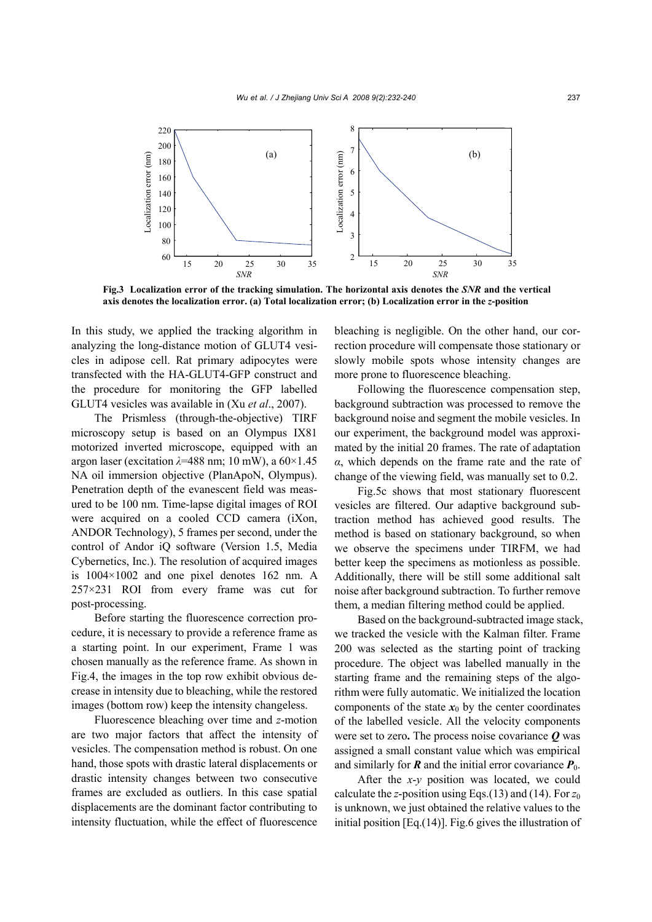**Fig.3 Localization error of the tracking simulation. The horizontal axis denotes the *SNR* and the vertical axis denotes the localization error. (a) Total localization error; (b) Localization error in the *z*-position**

In this study, we applied the tracking algorithm in analyzing the long-distance motion of GLUT4 vesicles in adipose cell. Rat primary adipocytes were transfected with the HA-GLUT4-GFP construct and the procedure for monitoring the GFP labelled GLUT4 vesicles was available in (Xu *et al*., 2007).

The Prismless (through-the-objective) TIRF microscopy setup is based on an Olympus IX81 motorized inverted microscope, equipped with an argon laser (excitation $\lambda$=488 nm; 10 mW), a 60×1.45 NA oil immersion objective (PlanApoN, Olympus). Penetration depth of the evanescent field was measured to be 100 nm. Time-lapse digital images of ROI were acquired on a cooled CCD camera (iXon, ANDOR Technology), 5 frames per second, under the control of Andor iQ software (Version 1.5, Media Cybernetics, Inc.). The resolution of acquired images is 1004×1002 and one pixel denotes 162 nm. A 257×231 ROI from every frame was cut for post-processing.

Before starting the fluorescence correction procedure, it is necessary to provide a reference frame as a starting point. In our experiment, Frame 1 was chosen manually as the reference frame. As shown in Fig.4, the images in the top row exhibit obvious decrease in intensity due to bleaching, while the restored images (bottom row) keep the intensity changeless.

Fluorescence bleaching over time and *z*-motion are two major factors that affect the intensity of vesicles. The compensation method is robust. On one hand, those spots with drastic lateral displacements or drastic intensity changes between two consecutive frames are excluded as outliers. In this case spatial displacements are the dominant factor contributing to intensity fluctuation, while the effect of fluorescence bleaching is negligible. On the other hand, our correction procedure will compensate those stationary or slowly mobile spots whose intensity changes are more prone to fluorescence bleaching.

Following the fluorescence compensation step, background subtraction was processed to remove the background noise and segment the mobile vesicles. In our experiment, the background model was approximated by the initial 20 frames. The rate of adaptation $\alpha$, which depends on the frame rate and the rate of change of the viewing field, was manually set to 0.2.

Fig.5c shows that most stationary fluorescent vesicles are filtered. Our adaptive background subtraction method has achieved good results. The method is based on stationary background, so when we observe the specimens under TIRFM, we had better keep the specimens as motionless as possible. Additionally, there will be still some additional salt noise after background subtraction. To further remove them, a median filtering method could be applied.

Based on the background-subtracted image stack, we tracked the vesicle with the Kalman filter. Frame 200 was selected as the starting point of tracking procedure. The object was labelled manually in the starting frame and the remaining steps of the algorithm were fully automatic. We initialized the location components of the state $\boldsymbol{x}_0$ by the center coordinates of the labelled vesicle. All the velocity components were set to zero**.** The process noise covariance $\boldsymbol{Q}$ was assigned a small constant value which was empirical and similarly for $\boldsymbol{R}$ and the initial error covariance $\boldsymbol{P}_0$.

After the *x*-*y* position was located, we could calculate the *z*-position using Eqs.(13) and (14). For $z_0$ is unknown, we just obtained the relative values to the initial position [Eq.(14)]. Fig.6 gives the illustration of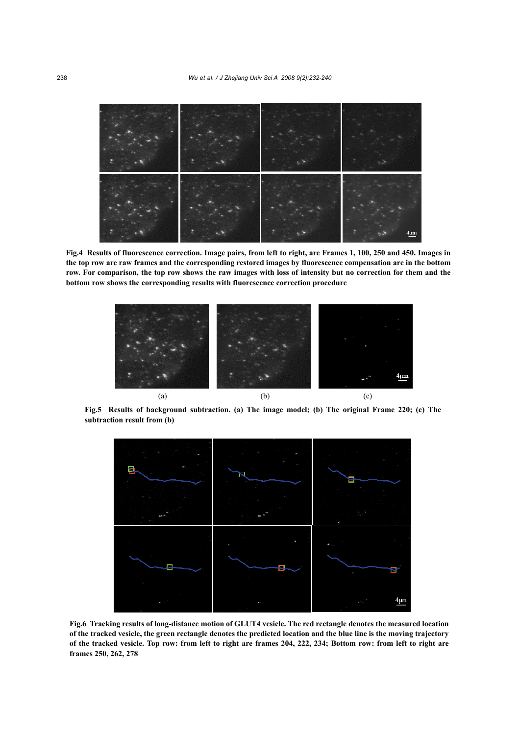**Fig.4 Results of fluorescence correction. Image pairs, from left to right, are Frames 1, 100, 250 and 450. Images in the top row are raw frames and the corresponding restored images by fluorescence compensation are in the bottom row. For comparison, the top row shows the raw images with loss of intensity but no correction for them and the bottom row shows the corresponding results with fluorescence correction procedure**

**Fig.5 Results of background subtraction. (a) The image model; (b) The original Frame 220; (c) The subtraction result from (b)**

**Fig.6 Tracking results of long-distance motion of GLUT4 vesicle. The red rectangle denotes the measured location of the tracked vesicle, the green rectangle denotes the predicted location and the blue line is the moving trajectory of the tracked vesicle. Top row: from left to right are frames 204, 222, 234; Bottom row: from left to right are frames 250, 262, 278**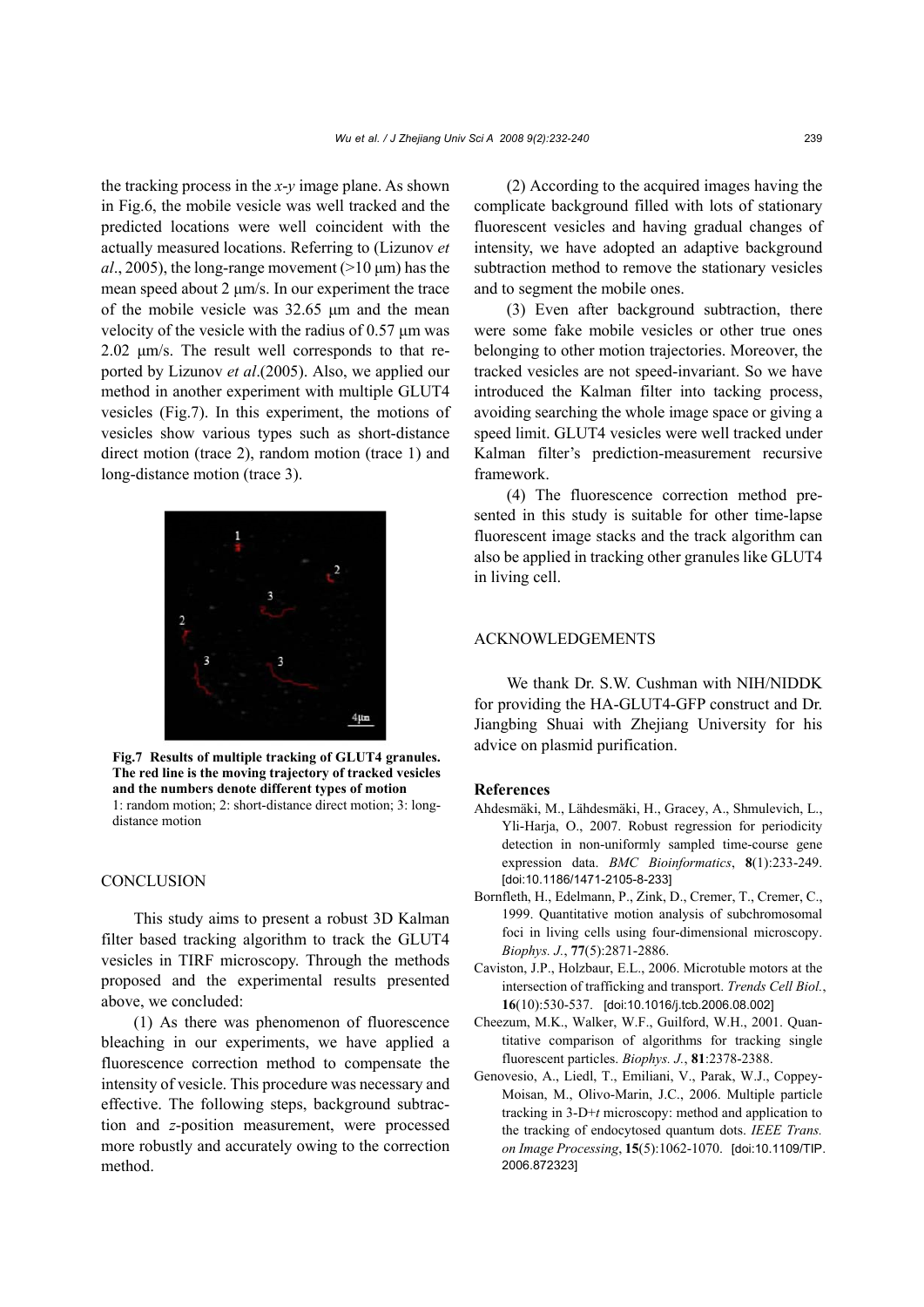the tracking process in the *x*-*y* image plane. As shown in Fig.6, the mobile vesicle was well tracked and the predicted locations were well coincident with the actually measured locations. Referring to (Lizunov *et al*., 2005), the long-range movement (>10 μm) has the mean speed about 2 μm/s. In our experiment the trace of the mobile vesicle was 32.65 μm and the mean velocity of the vesicle with the radius of 0.57 μm was 2.02 μm/s. The result well corresponds to that reported by Lizunov *et al*.(2005). Also, we applied our method in another experiment with multiple GLUT4 vesicles (Fig.7). In this experiment, the motions of vesicles show various types such as short-distance direct motion (trace 2), random motion (trace 1) and long-distance motion (trace 3).

**Fig.7 Results of multiple tracking of GLUT4 granules. The red line is the moving trajectory of tracked vesicles and the numbers denote different types of motion**
1: random motion; 2: short-distance direct motion; 3: long-distance motion

## CONCLUSION

This study aims to present a robust 3D Kalman filter based tracking algorithm to track the GLUT4 vesicles in TIRF microscopy. Through the methods proposed and the experimental results presented above, we concluded:

(1) As there was phenomenon of fluorescence bleaching in our experiments, we have applied a fluorescence correction method to compensate the intensity of vesicle. This procedure was necessary and effective. The following steps, background subtraction and *z*-position measurement, were processed more robustly and accurately owing to the correction method.

(2) According to the acquired images having the complicate background filled with lots of stationary fluorescent vesicles and having gradual changes of intensity, we have adopted an adaptive background subtraction method to remove the stationary vesicles and to segment the mobile ones.

(3) Even after background subtraction, there were some fake mobile vesicles or other true ones belonging to other motion trajectories. Moreover, the tracked vesicles are not speed-invariant. So we have introduced the Kalman filter into tacking process, avoiding searching the whole image space or giving a speed limit. GLUT4 vesicles were well tracked under Kalman filter's prediction-measurement recursive framework.

(4) The fluorescence correction method presented in this study is suitable for other time-lapse fluorescent image stacks and the track algorithm can also be applied in tracking other granules like GLUT4 in living cell.

## ACKNOWLEDGEMENTS

We thank Dr. S.W. Cushman with NIH/NIDDK for providing the HA-GLUT4-GFP construct and Dr. Jiangbing Shuai with Zhejiang University for his advice on plasmid purification.

## References

Ahdesmäki, M., Lähdesmäki, H., Gracey, A., Shmulevich, L., Yli-Harja, O., 2007. Robust regression for periodicity detection in non-uniformly sampled time-course gene expression data. *BMC Bioinformatics*, **8**(1):233-249. [doi:10.1186/1471-2105-8-233]

Bornfleth, H., Edelmann, P., Zink, D., Cremer, T., Cremer, C., 1999. Quantitative motion analysis of subchromosomal foci in living cells using four-dimensional microscopy. *Biophys. J.*, **77**(5):2871-2886.

Caviston, J.P., Holzbaur, E.L., 2006. Microtuble motors at the intersection of trafficking and transport. *Trends Cell Biol.*, **16**(10):530-537. [doi:10.1016/j.tcb.2006.08.002]

Cheezum, M.K., Walker, W.F., Guilford, W.H., 2001. Quantitative comparison of algorithms for tracking single fluorescent particles. *Biophys. J.*, **81**:2378-2388.

Genovesio, A., Liedl, T., Emiliani, V., Parak, W.J., Coppey-Moisan, M., Olivo-Marin, J.C., 2006. Multiple particle tracking in 3-D+*t* microscopy: method and application to the tracking of endocytosed quantum dots. *IEEE Trans. on Image Processing*, **15**(5):1062-1070. [doi:10.1109/TIP.2006.872323]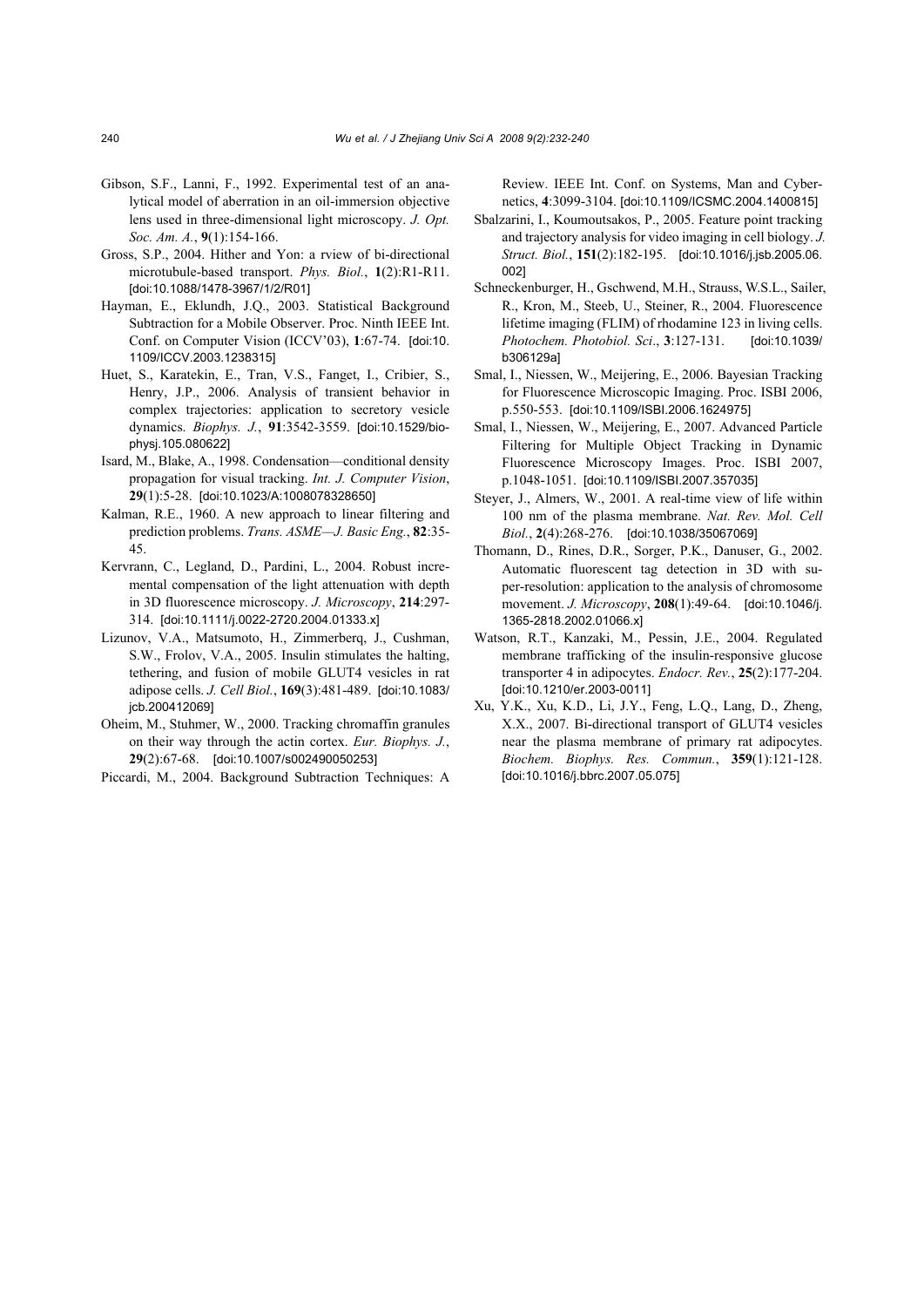Gibson, S.F., Lanni, F., 1992. Experimental test of an analytical model of aberration in an oil-immersion objective lens used in three-dimensional light microscopy. *J. Opt. Soc. Am. A.*, **9**(1):154-166.

Gross, S.P., 2004. Hither and Yon: a rview of bi-directional microtubule-based transport. *Phys. Biol.*, **1**(2):R1-R11. [doi:10.1088/1478-3967/1/2/R01]

Hayman, E., Eklundh, J.Q., 2003. Statistical Background Subtraction for a Mobile Observer. Proc. Ninth IEEE Int. Conf. on Computer Vision (ICCV'03), **1**:67-74. [doi:10.1109/ICCV.2003.1238315]

Huet, S., Karatekin, E., Tran, V.S., Fanget, I., Cribier, S., Henry, J.P., 2006. Analysis of transient behavior in complex trajectories: application to secretory vesicle dynamics. *Biophys. J.*, **91**:3542-3559. [doi:10.1529/biophysj.105.080622]

Isard, M., Blake, A., 1998. Condensation—conditional density propagation for visual tracking. *Int. J. Computer Vision*, **29**(1):5-28. [doi:10.1023/A:1008078328650]

Kalman, R.E., 1960. A new approach to linear filtering and prediction problems. *Trans. ASME—J. Basic Eng.*, **82**:35-45.

Kervrann, C., Legland, D., Pardini, L., 2004. Robust incremental compensation of the light attenuation with depth in 3D fluorescence microscopy. *J. Microscopy*, **214**:297-314. [doi:10.1111/j.0022-2720.2004.01333.x]

Lizunov, V.A., Matsumoto, H., Zimmerberq, J., Cushman, S.W., Frolov, V.A., 2005. Insulin stimulates the halting, tethering, and fusion of mobile GLUT4 vesicles in rat adipose cells. *J. Cell Biol.*, **169**(3):481-489. [doi:10.1083/jcb.200412069]

Oheim, M., Stuhmer, W., 2000. Tracking chromaffin granules on their way through the actin cortex. *Eur. Biophys. J.*, **29**(2):67-68. [doi:10.1007/s002490050253]

Piccardi, M., 2004. Background Subtraction Techniques: A Review. IEEE Int. Conf. on Systems, Man and Cybernetics, **4**:3099-3104. [doi:10.1109/ICSMC.2004.1400815]

Sbalzarini, I., Koumoutsakos, P., 2005. Feature point tracking and trajectory analysis for video imaging in cell biology. *J. Struct. Biol.*, **151**(2):182-195. [doi:10.1016/j.jsb.2005.06.002]

Schneckenburger, H., Gschwend, M.H., Strauss, W.S.L., Sailer, R., Kron, M., Steeb, U., Steiner, R., 2004. Fluorescence lifetime imaging (FLIM) of rhodamine 123 in living cells. *Photochem. Photobiol. Sci*., **3**:127-131. [doi:10.1039/b306129a]

Smal, I., Niessen, W., Meijering, E., 2006. Bayesian Tracking for Fluorescence Microscopic Imaging. Proc. ISBI 2006, p.550-553. [doi:10.1109/ISBI.2006.1624975]

Smal, I., Niessen, W., Meijering, E., 2007. Advanced Particle Filtering for Multiple Object Tracking in Dynamic Fluorescence Microscopy Images. Proc. ISBI 2007, p.1048-1051. [doi:10.1109/ISBI.2007.357035]

Steyer, J., Almers, W., 2001. A real-time view of life within 100 nm of the plasma membrane. *Nat. Rev. Mol. Cell Biol.*, **2**(4):268-276. [doi:10.1038/35067069]

Thomann, D., Rines, D.R., Sorger, P.K., Danuser, G., 2002. Automatic fluorescent tag detection in 3D with super-resolution: application to the analysis of chromosome movement. *J. Microscopy*, **208**(1):49-64. [doi:10.1046/j.1365-2818.2002.01066.x]

Watson, R.T., Kanzaki, M., Pessin, J.E., 2004. Regulated membrane trafficking of the insulin-responsive glucose transporter 4 in adipocytes. *Endocr. Rev.*, **25**(2):177-204. [doi:10.1210/er.2003-0011]

Xu, Y.K., Xu, K.D., Li, J.Y., Feng, L.Q., Lang, D., Zheng, X.X., 2007. Bi-directional transport of GLUT4 vesicles near the plasma membrane of primary rat adipocytes. *Biochem. Biophys. Res. Commun.*, **359**(1):121-128. [doi:10.1016/j.bbrc.2007.05.075]